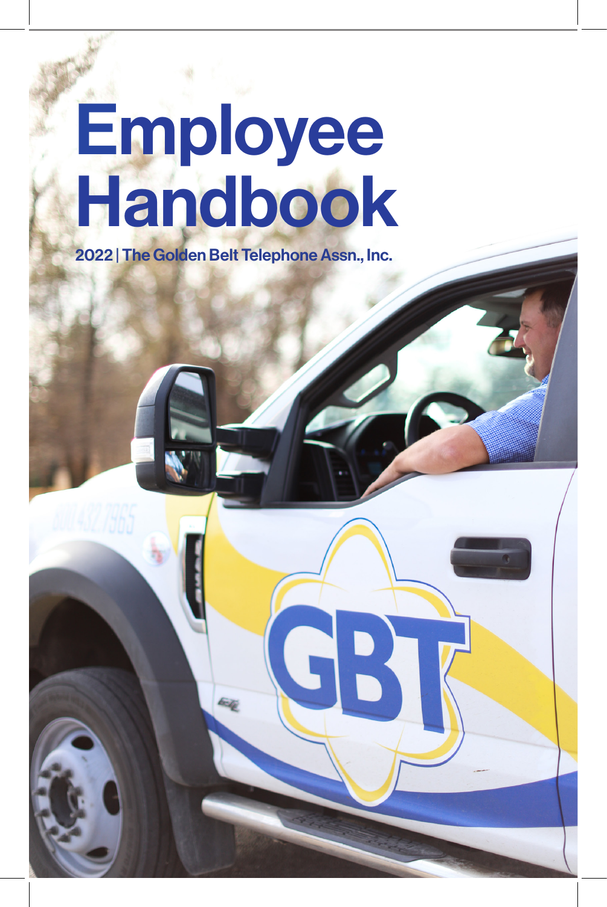# Employee Handbook

**2022 | The Golden Belt Telephone Assn., Inc.**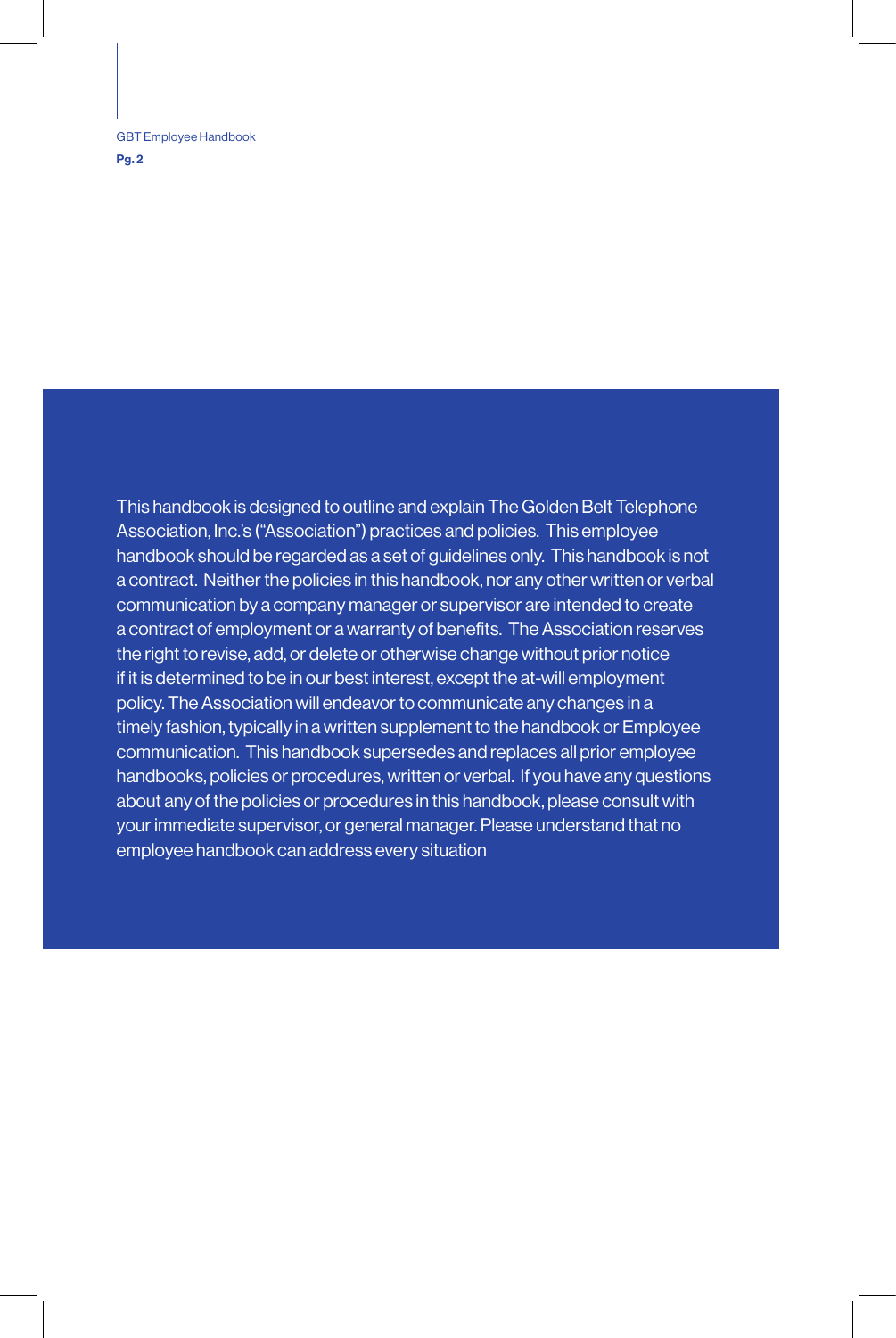This handbook is designed to outline and explain The Golden Belt Telephone Association, Inc.'s ("Association") practices and policies. This employee handbook should be regarded as a set of guidelines only. This handbook is not a contract. Neither the policies in this handbook, nor any other written or verbal communication by a company manager or supervisor are intended to create a contract of employment or a warranty of benefits. The Association reserves the right to revise, add, or delete or otherwise change without prior notice if it is determined to be in our best interest, except the at-will employment policy. The Association will endeavor to communicate any changes in a timely fashion, typically in a written supplement to the handbook or Employee communication. This handbook supersedes and replaces all prior employee handbooks, policies or procedures, written or verbal. If you have any questions about any of the policies or procedures in this handbook, please consult with your immediate supervisor, or general manager. Please understand that no employee handbook can address every situation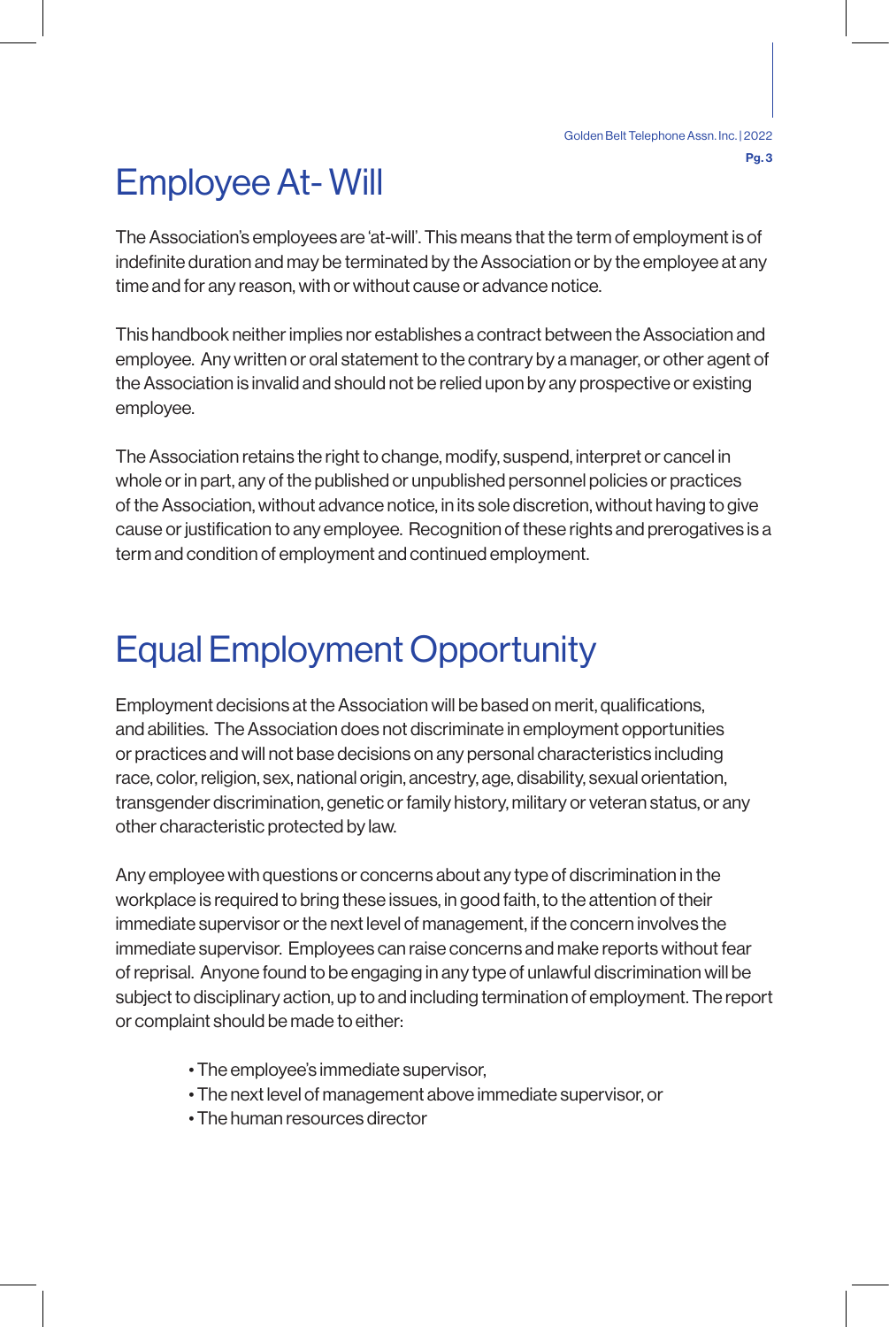# Employee At- Will

The Association's employees are 'at-will'. This means that the term of employment is of indefinite duration and may be terminated by the Association or by the employee at any time and for any reason, with or without cause or advance notice.

This handbook neither implies nor establishes a contract between the Association and employee. Any written or oral statement to the contrary by a manager, or other agent of the Association is invalid and should not be relied upon by any prospective or existing employee.

The Association retains the right to change, modify, suspend, interpret or cancel in whole or in part, any of the published or unpublished personnel policies or practices of the Association, without advance notice, in its sole discretion, without having to give cause or justification to any employee. Recognition of these rights and prerogatives is a term and condition of employment and continued employment.

# Equal Employment Opportunity

Employment decisions at the Association will be based on merit, qualifications, and abilities. The Association does not discriminate in employment opportunities or practices and will not base decisions on any personal characteristics including race, color, religion, sex, national origin, ancestry, age, disability, sexual orientation, transgender discrimination, genetic or family history, military or veteran status, or any other characteristic protected by law.

Any employee with questions or concerns about any type of discrimination in the workplace is required to bring these issues, in good faith, to the attention of their immediate supervisor or the next level of management, if the concern involves the immediate supervisor. Employees can raise concerns and make reports without fear of reprisal. Anyone found to be engaging in any type of unlawful discrimination will be subject to disciplinary action, up to and including termination of employment. The report or complaint should be made to either:

- The employee's immediate supervisor,
- The next level of management above immediate supervisor, or
- The human resources director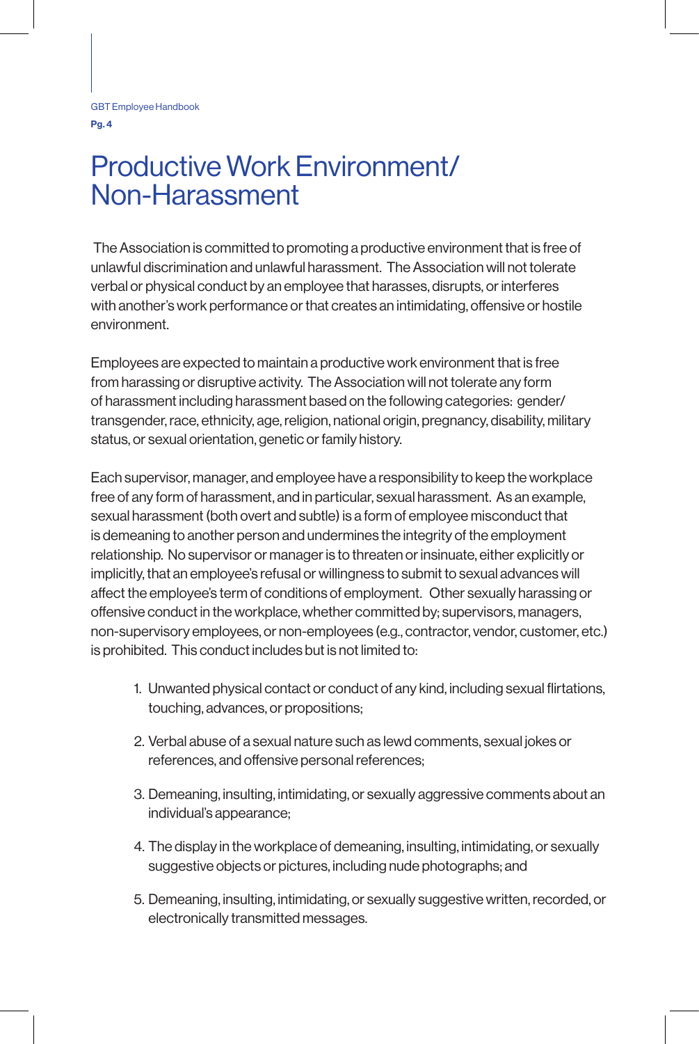# Productive Work Environment/ Non-Harassment

The Association is committed to promoting a productive environment that is free of unlawful discrimination and unlawful harassment. The Association will not tolerate verbal or physical conduct by an employee that harasses, disrupts, or interferes with another's work performance or that creates an intimidating, offensive or hostile environment.

Employees are expected to maintain a productive work environment that is free from harassing or disruptive activity. The Association will not tolerate any form of harassment including harassment based on the following categories: gender/ transgender, race, ethnicity, age, religion, national origin, pregnancy, disability, military status, or sexual orientation, genetic or family history.

Each supervisor, manager, and employee have a responsibility to keep the workplace free of any form of harassment, and in particular, sexual harassment. As an example, sexual harassment (both overt and subtle) is a form of employee misconduct that is demeaning to another person and undermines the integrity of the employment relationship. No supervisor or manager is to threaten or insinuate, either explicitly or implicitly, that an employee's refusal or willingness to submit to sexual advances will affect the employee's term of conditions of employment. Other sexually harassing or offensive conduct in the workplace, whether committed by; supervisors, managers, non-supervisory employees, or non-employees (e.g., contractor, vendor, customer, etc.) is prohibited. This conduct includes but is not limited to:

1. Unwanted physical contact or conduct of any kind, including sexual flirtations, touching, advances, or propositions;
2. Verbal abuse of a sexual nature such as lewd comments, sexual jokes or references, and offensive personal references;
3. Demeaning, insulting, intimidating, or sexually aggressive comments about an individual's appearance;
4. The display in the workplace of demeaning, insulting, intimidating, or sexually suggestive objects or pictures, including nude photographs; and
5. Demeaning, insulting, intimidating, or sexually suggestive written, recorded, or electronically transmitted messages.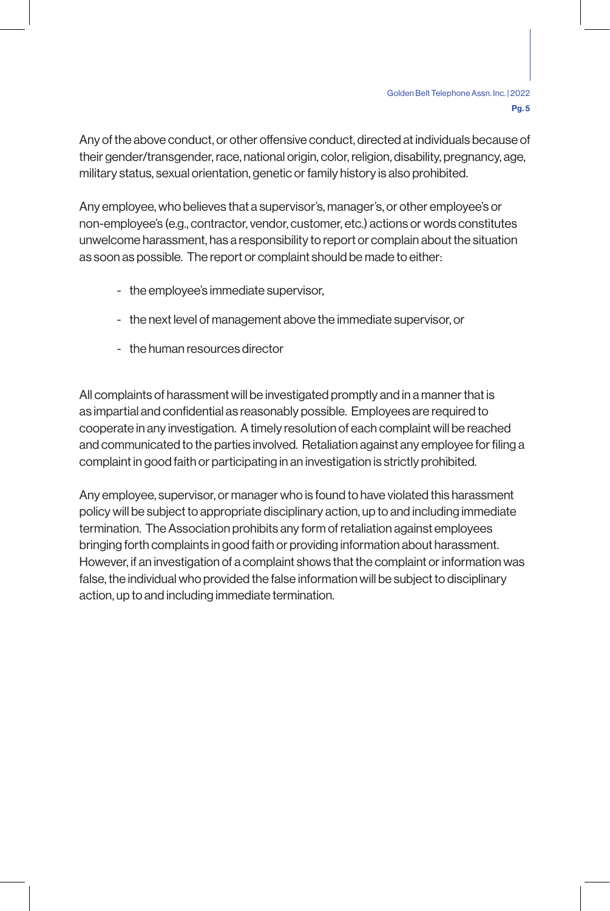Any of the above conduct, or other offensive conduct, directed at individuals because of their gender/transgender, race, national origin, color, religion, disability, pregnancy, age, military status, sexual orientation, genetic or family history is also prohibited.

Any employee, who believes that a supervisor's, manager's, or other employee's or non-employee's (e.g., contractor, vendor, customer, etc.) actions or words constitutes unwelcome harassment, has a responsibility to report or complain about the situation as soon as possible. The report or complaint should be made to either:

- the employee's immediate supervisor,
- the next level of management above the immediate supervisor, or
- the human resources director

All complaints of harassment will be investigated promptly and in a manner that is as impartial and confidential as reasonably possible. Employees are required to cooperate in any investigation. A timely resolution of each complaint will be reached and communicated to the parties involved. Retaliation against any employee for filing a complaint in good faith or participating in an investigation is strictly prohibited.

Any employee, supervisor, or manager who is found to have violated this harassment policy will be subject to appropriate disciplinary action, up to and including immediate termination. The Association prohibits any form of retaliation against employees bringing forth complaints in good faith or providing information about harassment. However, if an investigation of a complaint shows that the complaint or information was false, the individual who provided the false information will be subject to disciplinary action, up to and including immediate termination.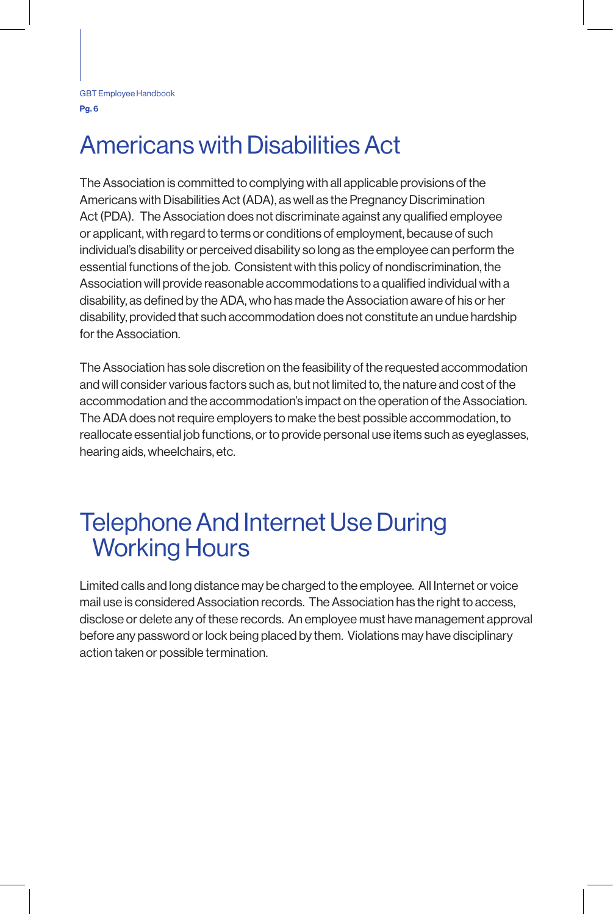# Americans with Disabilities Act

The Association is committed to complying with all applicable provisions of the Americans with Disabilities Act (ADA), as well as the Pregnancy Discrimination Act (PDA). The Association does not discriminate against any qualified employee or applicant, with regard to terms or conditions of employment, because of such individual's disability or perceived disability so long as the employee can perform the essential functions of the job. Consistent with this policy of nondiscrimination, the Association will provide reasonable accommodations to a qualified individual with a disability, as defined by the ADA, who has made the Association aware of his or her disability, provided that such accommodation does not constitute an undue hardship for the Association.

The Association has sole discretion on the feasibility of the requested accommodation and will consider various factors such as, but not limited to, the nature and cost of the accommodation and the accommodation's impact on the operation of the Association. The ADA does not require employers to make the best possible accommodation, to reallocate essential job functions, or to provide personal use items such as eyeglasses, hearing aids, wheelchairs, etc.

# Telephone And Internet Use During Working Hours

Limited calls and long distance may be charged to the employee. All Internet or voice mail use is considered Association records. The Association has the right to access, disclose or delete any of these records. An employee must have management approval before any password or lock being placed by them. Violations may have disciplinary action taken or possible termination.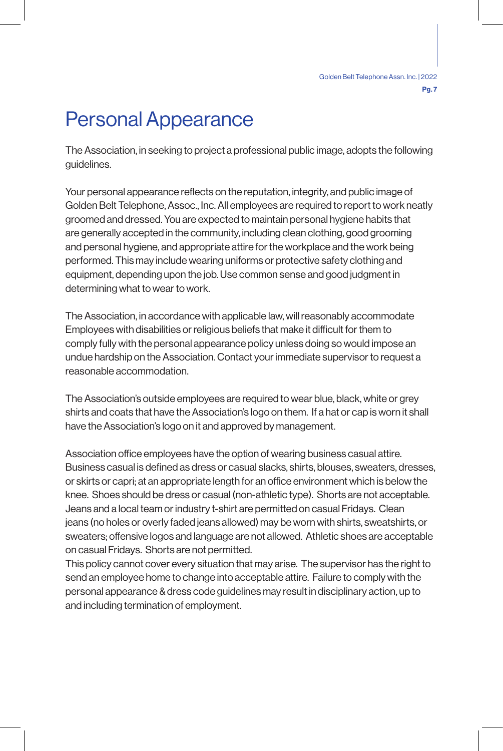# Personal Appearance

The Association, in seeking to project a professional public image, adopts the following guidelines.

Your personal appearance reflects on the reputation, integrity, and public image of Golden Belt Telephone, Assoc., Inc. All employees are required to report to work neatly groomed and dressed. You are expected to maintain personal hygiene habits that are generally accepted in the community, including clean clothing, good grooming and personal hygiene, and appropriate attire for the workplace and the work being performed. This may include wearing uniforms or protective safety clothing and equipment, depending upon the job. Use common sense and good judgment in determining what to wear to work.

The Association, in accordance with applicable law, will reasonably accommodate Employees with disabilities or religious beliefs that make it difficult for them to comply fully with the personal appearance policy unless doing so would impose an undue hardship on the Association. Contact your immediate supervisor to request a reasonable accommodation.

The Association's outside employees are required to wear blue, black, white or grey shirts and coats that have the Association's logo on them. If a hat or cap is worn it shall have the Association's logo on it and approved by management.

Association office employees have the option of wearing business casual attire. Business casual is defined as dress or casual slacks, shirts, blouses, sweaters, dresses, or skirts or capri; at an appropriate length for an office environment which is below the knee. Shoes should be dress or casual (non-athletic type). Shorts are not acceptable. Jeans and a local team or industry t-shirt are permitted on casual Fridays. Clean jeans (no holes or overly faded jeans allowed) may be worn with shirts, sweatshirts, or sweaters; offensive logos and language are not allowed. Athletic shoes are acceptable on casual Fridays. Shorts are not permitted.
This policy cannot cover every situation that may arise. The supervisor has the right to send an employee home to change into acceptable attire. Failure to comply with the personal appearance & dress code guidelines may result in disciplinary action, up to and including termination of employment.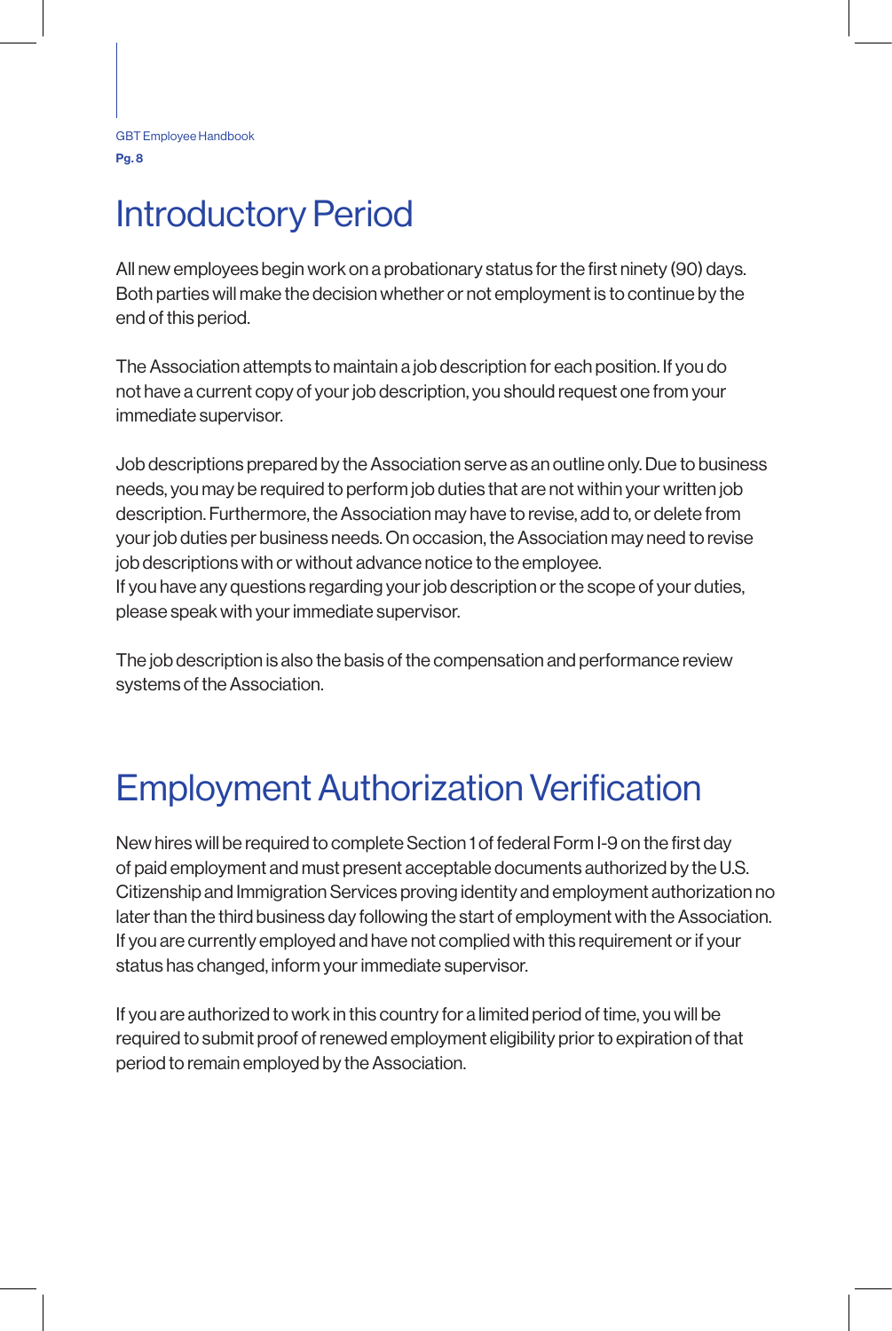# Introductory Period

All new employees begin work on a probationary status for the first ninety (90) days. Both parties will make the decision whether or not employment is to continue by the end of this period.

The Association attempts to maintain a job description for each position. If you do not have a current copy of your job description, you should request one from your immediate supervisor.

Job descriptions prepared by the Association serve as an outline only. Due to business needs, you may be required to perform job duties that are not within your written job description. Furthermore, the Association may have to revise, add to, or delete from your job duties per business needs. On occasion, the Association may need to revise job descriptions with or without advance notice to the employee.
If you have any questions regarding your job description or the scope of your duties, please speak with your immediate supervisor.

The job description is also the basis of the compensation and performance review systems of the Association.

# Employment Authorization Verification

New hires will be required to complete Section 1 of federal Form I-9 on the first day of paid employment and must present acceptable documents authorized by the U.S. Citizenship and Immigration Services proving identity and employment authorization no later than the third business day following the start of employment with the Association. If you are currently employed and have not complied with this requirement or if your status has changed, inform your immediate supervisor.

If you are authorized to work in this country for a limited period of time, you will be required to submit proof of renewed employment eligibility prior to expiration of that period to remain employed by the Association.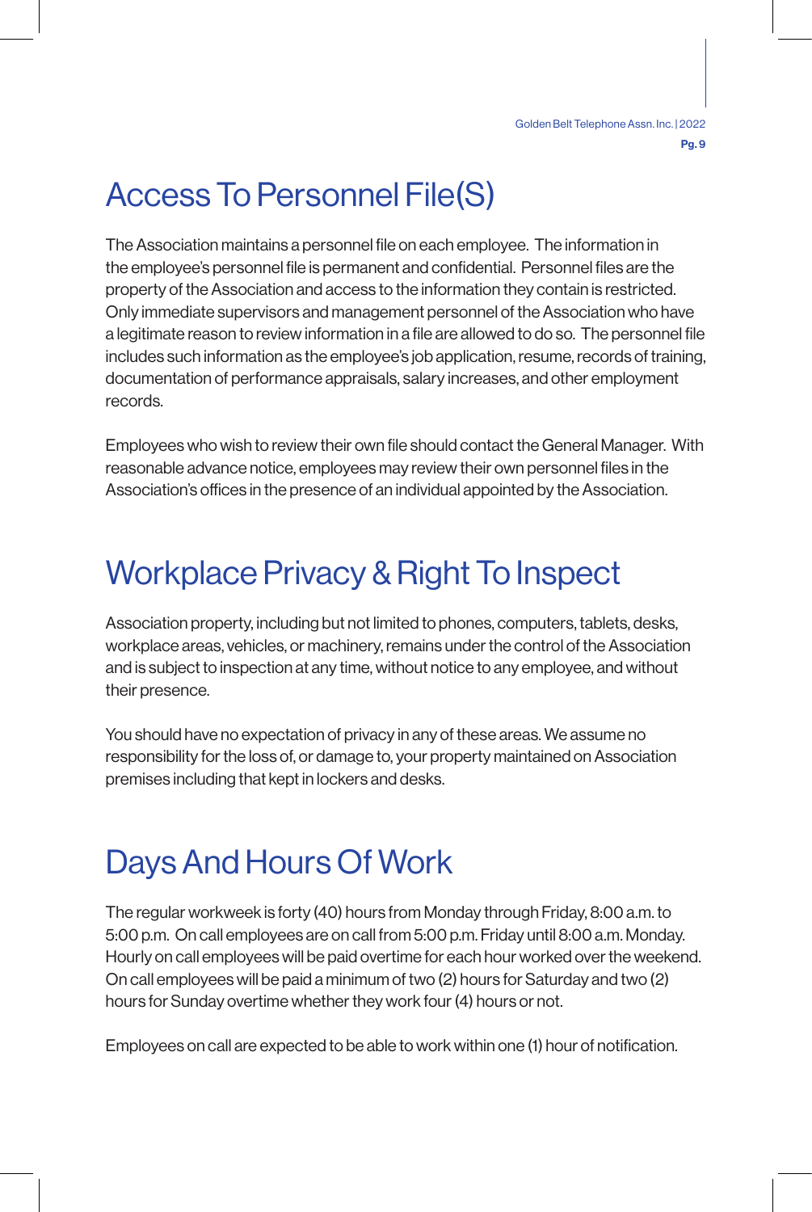# Access To Personnel File(S)

The Association maintains a personnel file on each employee. The information in the employee's personnel file is permanent and confidential. Personnel files are the property of the Association and access to the information they contain is restricted. Only immediate supervisors and management personnel of the Association who have a legitimate reason to review information in a file are allowed to do so. The personnel file includes such information as the employee's job application, resume, records of training, documentation of performance appraisals, salary increases, and other employment records.

Employees who wish to review their own file should contact the General Manager. With reasonable advance notice, employees may review their own personnel files in the Association's offices in the presence of an individual appointed by the Association.

# Workplace Privacy & Right To Inspect

Association property, including but not limited to phones, computers, tablets, desks, workplace areas, vehicles, or machinery, remains under the control of the Association and is subject to inspection at any time, without notice to any employee, and without their presence.

You should have no expectation of privacy in any of these areas. We assume no responsibility for the loss of, or damage to, your property maintained on Association premises including that kept in lockers and desks.

# Days And Hours Of Work

The regular workweek is forty (40) hours from Monday through Friday, 8:00 a.m. to 5:00 p.m. On call employees are on call from 5:00 p.m. Friday until 8:00 a.m. Monday. Hourly on call employees will be paid overtime for each hour worked over the weekend. On call employees will be paid a minimum of two (2) hours for Saturday and two (2) hours for Sunday overtime whether they work four (4) hours or not.

Employees on call are expected to be able to work within one (1) hour of notification.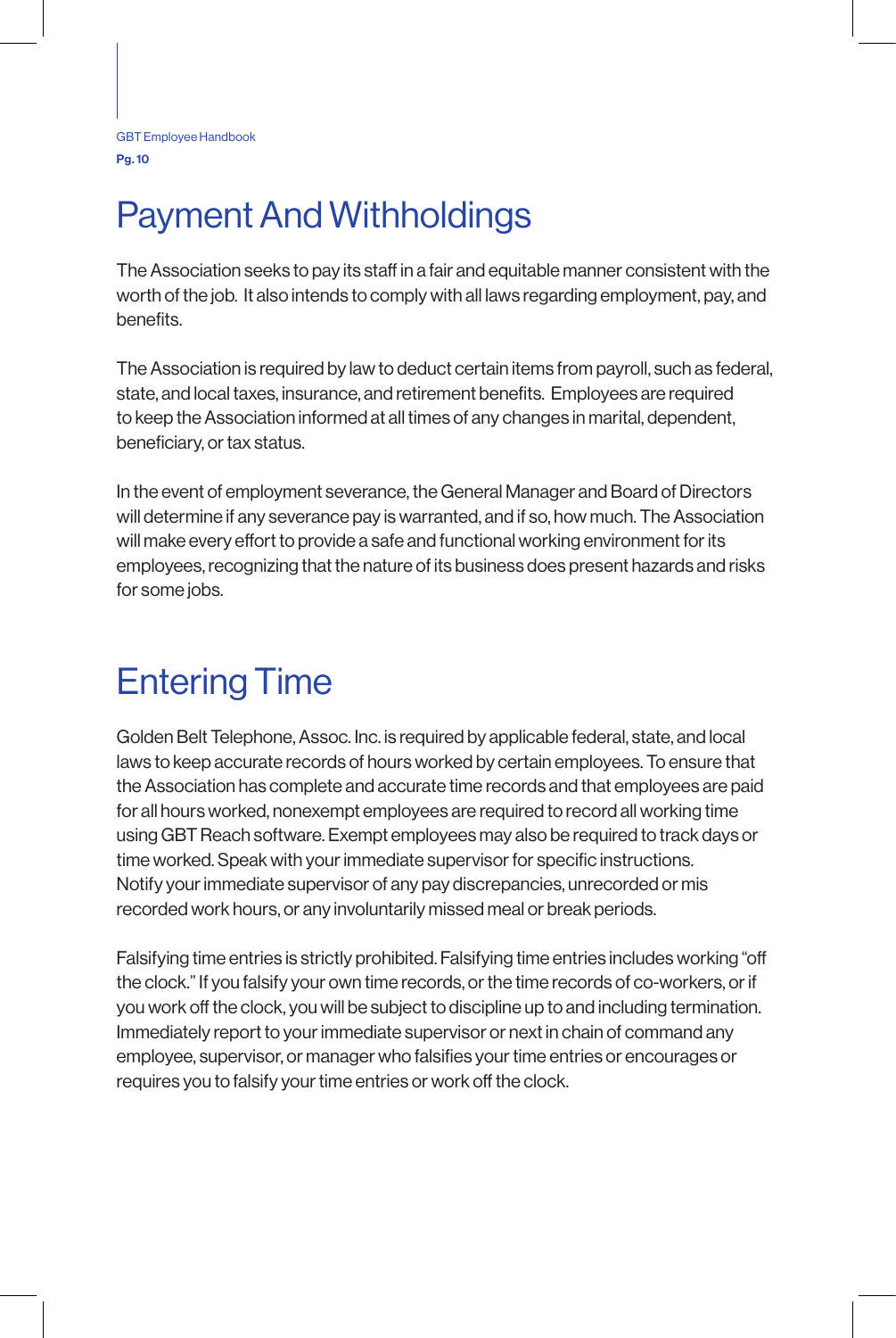# Payment And Withholdings

The Association seeks to pay its staff in a fair and equitable manner consistent with the worth of the job. It also intends to comply with all laws regarding employment, pay, and benefits.

The Association is required by law to deduct certain items from payroll, such as federal, state, and local taxes, insurance, and retirement benefits. Employees are required to keep the Association informed at all times of any changes in marital, dependent, beneficiary, or tax status.

In the event of employment severance, the General Manager and Board of Directors will determine if any severance pay is warranted, and if so, how much. The Association will make every effort to provide a safe and functional working environment for its employees, recognizing that the nature of its business does present hazards and risks for some jobs.

# Entering Time

Golden Belt Telephone, Assoc. Inc. is required by applicable federal, state, and local laws to keep accurate records of hours worked by certain employees. To ensure that the Association has complete and accurate time records and that employees are paid for all hours worked, nonexempt employees are required to record all working time using GBT Reach software. Exempt employees may also be required to track days or time worked. Speak with your immediate supervisor for specific instructions. Notify your immediate supervisor of any pay discrepancies, unrecorded or mis recorded work hours, or any involuntarily missed meal or break periods.

Falsifying time entries is strictly prohibited. Falsifying time entries includes working "off the clock." If you falsify your own time records, or the time records of co-workers, or if you work off the clock, you will be subject to discipline up to and including termination. Immediately report to your immediate supervisor or next in chain of command any employee, supervisor, or manager who falsifies your time entries or encourages or requires you to falsify your time entries or work off the clock.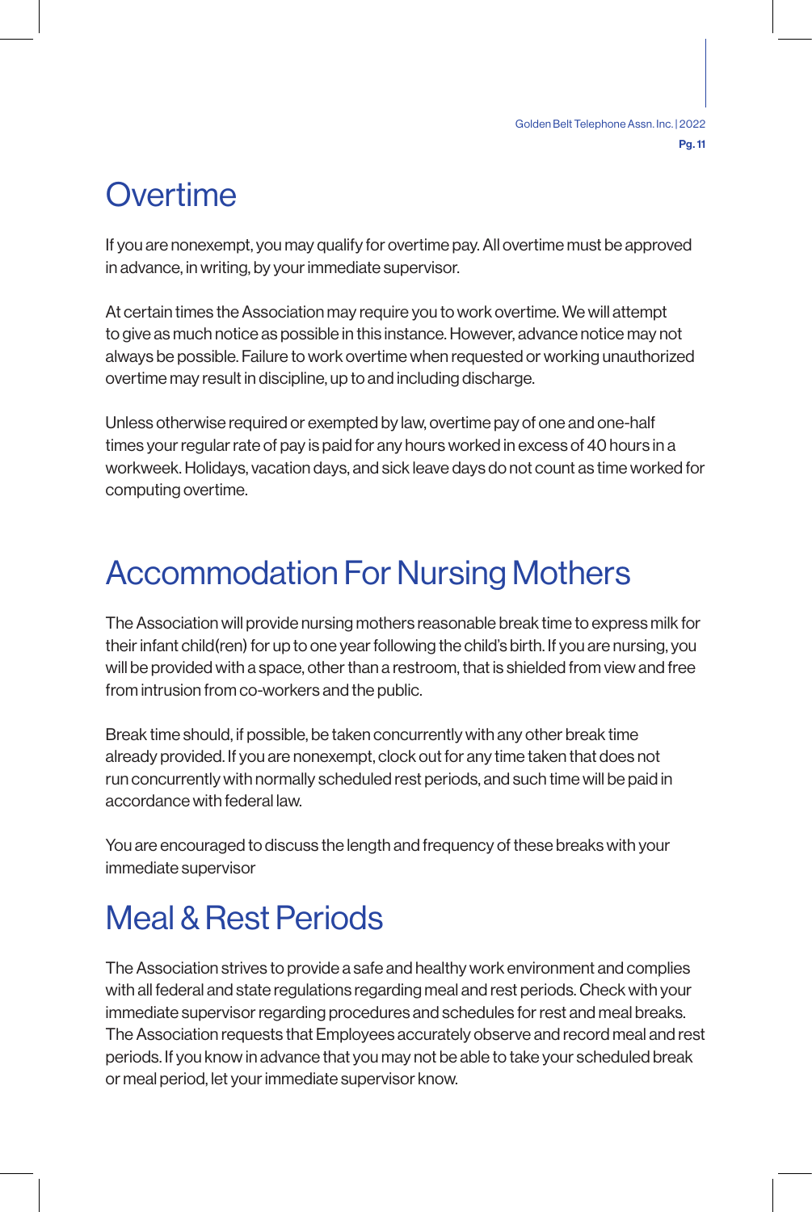# Overtime

If you are nonexempt, you may qualify for overtime pay. All overtime must be approved in advance, in writing, by your immediate supervisor.

At certain times the Association may require you to work overtime. We will attempt to give as much notice as possible in this instance. However, advance notice may not always be possible. Failure to work overtime when requested or working unauthorized overtime may result in discipline, up to and including discharge.

Unless otherwise required or exempted by law, overtime pay of one and one-half times your regular rate of pay is paid for any hours worked in excess of 40 hours in a workweek. Holidays, vacation days, and sick leave days do not count as time worked for computing overtime.

# Accommodation For Nursing Mothers

The Association will provide nursing mothers reasonable break time to express milk for their infant child(ren) for up to one year following the child's birth. If you are nursing, you will be provided with a space, other than a restroom, that is shielded from view and free from intrusion from co-workers and the public.

Break time should, if possible, be taken concurrently with any other break time already provided. If you are nonexempt, clock out for any time taken that does not run concurrently with normally scheduled rest periods, and such time will be paid in accordance with federal law.

You are encouraged to discuss the length and frequency of these breaks with your immediate supervisor

# Meal & Rest Periods

The Association strives to provide a safe and healthy work environment and complies with all federal and state regulations regarding meal and rest periods. Check with your immediate supervisor regarding procedures and schedules for rest and meal breaks. The Association requests that Employees accurately observe and record meal and rest periods. If you know in advance that you may not be able to take your scheduled break or meal period, let your immediate supervisor know.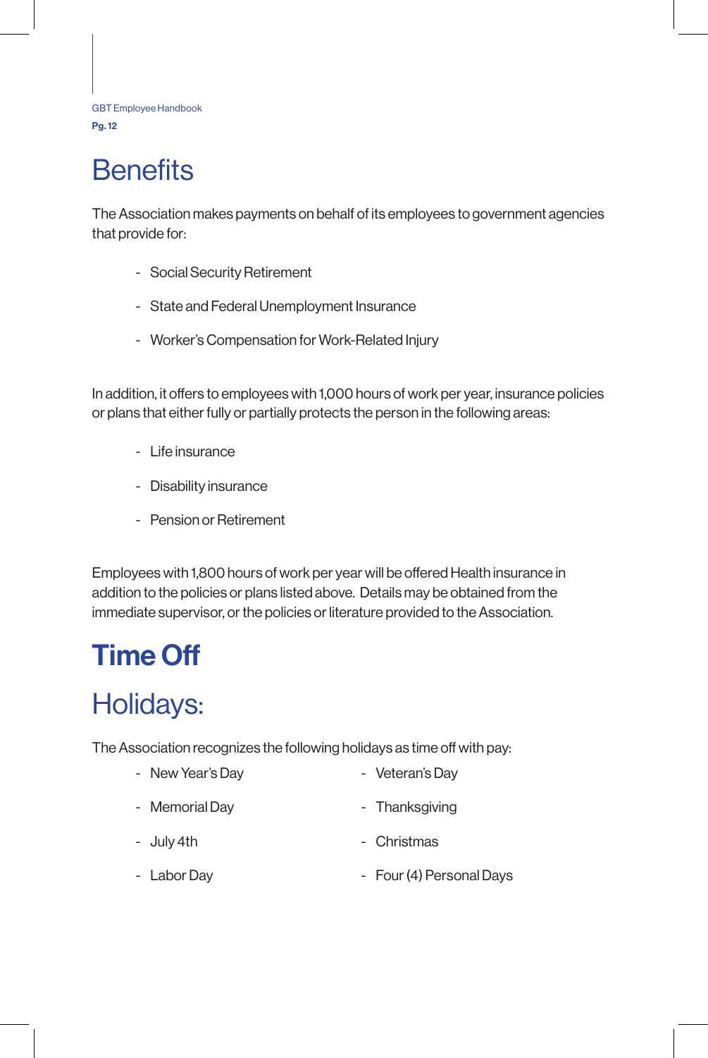# Benefits

The Association makes payments on behalf of its employees to government agencies that provide for:

- Social Security Retirement
- State and Federal Unemployment Insurance
- Worker's Compensation for Work-Related Injury

In addition, it offers to employees with 1,000 hours of work per year, insurance policies or plans that either fully or partially protects the person in the following areas:

- Life insurance
- Disability insurance
- Pension or Retirement

Employees with 1,800 hours of work per year will be offered Health insurance in addition to the policies or plans listed above. Details may be obtained from the immediate supervisor, or the policies or literature provided to the Association.

# Time Off

## Holidays:

The Association recognizes the following holidays as time off with pay:

- New Year's Day
- Memorial Day
- July 4th
- Labor Day
- Veteran's Day
- Thanksgiving
- Christmas
- Four (4) Personal Days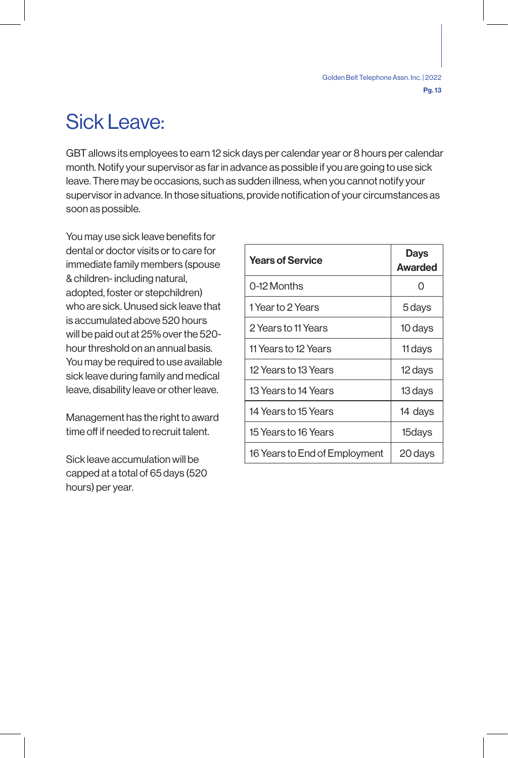# Sick Leave:

GBT allows its employees to earn 12 sick days per calendar year or 8 hours per calendar month. Notify your supervisor as far in advance as possible if you are going to use sick leave. There may be occasions, such as sudden illness, when you cannot notify your supervisor in advance. In those situations, provide notification of your circumstances as soon as possible.

You may use sick leave benefits for dental or doctor visits or to care for immediate family members (spouse & children- including natural, adopted, foster or stepchildren) who are sick. Unused sick leave that is accumulated above 520 hours will be paid out at 25% over the 520-hour threshold on an annual basis. You may be required to use available sick leave during family and medical leave, disability leave or other leave.

Management has the right to award time off if needed to recruit talent.

Sick leave accumulation will be capped at a total of 65 days (520 hours) per year.

| Years of Service | Days Awarded |
|---|---|
| 0-12 Months | 0 |
| 1 Year to 2 Years | 5 days |
| 2 Years to 11 Years | 10 days |
| 11 Years to 12 Years | 11 days |
| 12 Years to 13 Years | 12 days |
| 13 Years to 14 Years | 13 days |
| 14 Years to 15 Years | 14 days |
| 15 Years to 16 Years | 15days |
| 16 Years to End of Employment | 20 days |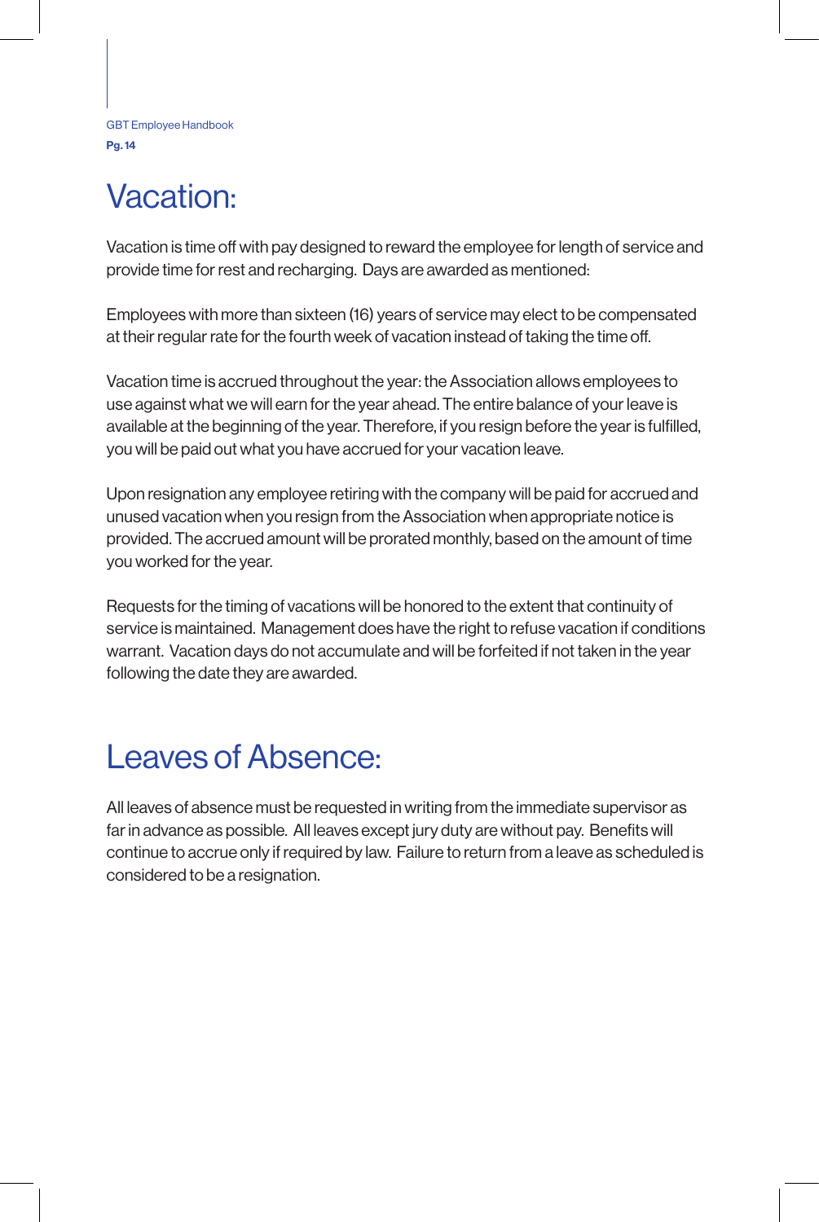# Vacation:

Vacation is time off with pay designed to reward the employee for length of service and provide time for rest and recharging.  Days are awarded as mentioned:

Employees with more than sixteen (16) years of service may elect to be compensated at their regular rate for the fourth week of vacation instead of taking the time off.

Vacation time is accrued throughout the year: the Association allows employees to use against what we will earn for the year ahead. The entire balance of your leave is available at the beginning of the year. Therefore, if you resign before the year is fulfilled, you will be paid out what you have accrued for your vacation leave.

Upon resignation any employee retiring with the company will be paid for accrued and unused vacation when you resign from the Association when appropriate notice is provided. The accrued amount will be prorated monthly, based on the amount of time you worked for the year.

Requests for the timing of vacations will be honored to the extent that continuity of service is maintained.  Management does have the right to refuse vacation if conditions warrant.  Vacation days do not accumulate and will be forfeited if not taken in the year following the date they are awarded.

# Leaves of Absence:

All leaves of absence must be requested in writing from the immediate supervisor as far in advance as possible.  All leaves except jury duty are without pay.  Benefits will continue to accrue only if required by law.  Failure to return from a leave as scheduled is considered to be a resignation.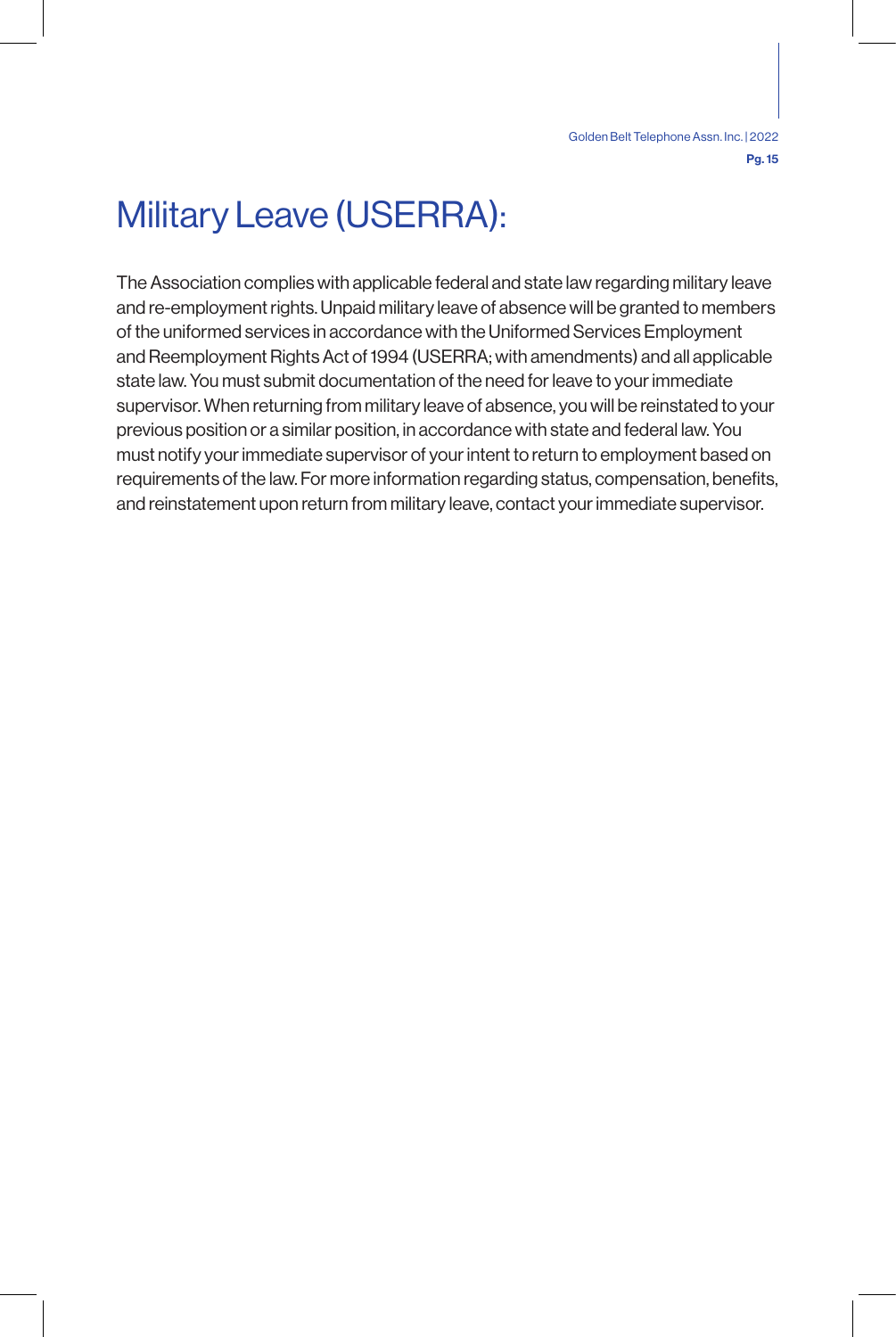# Military Leave (USERRA):

The Association complies with applicable federal and state law regarding military leave and re-employment rights. Unpaid military leave of absence will be granted to members of the uniformed services in accordance with the Uniformed Services Employment and Reemployment Rights Act of 1994 (USERRA; with amendments) and all applicable state law. You must submit documentation of the need for leave to your immediate supervisor. When returning from military leave of absence, you will be reinstated to your previous position or a similar position, in accordance with state and federal law. You must notify your immediate supervisor of your intent to return to employment based on requirements of the law. For more information regarding status, compensation, benefits, and reinstatement upon return from military leave, contact your immediate supervisor.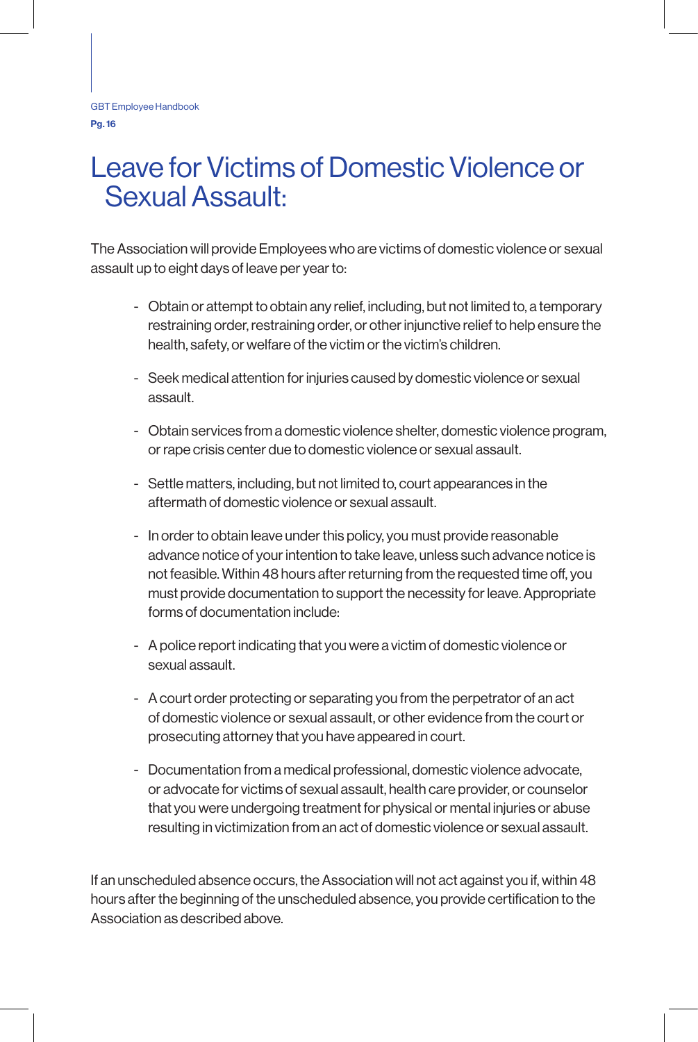# Leave for Victims of Domestic Violence or Sexual Assault:

The Association will provide Employees who are victims of domestic violence or sexual assault up to eight days of leave per year to:

- Obtain or attempt to obtain any relief, including, but not limited to, a temporary restraining order, restraining order, or other injunctive relief to help ensure the health, safety, or welfare of the victim or the victim's children.
- Seek medical attention for injuries caused by domestic violence or sexual assault.
- Obtain services from a domestic violence shelter, domestic violence program, or rape crisis center due to domestic violence or sexual assault.
- Settle matters, including, but not limited to, court appearances in the aftermath of domestic violence or sexual assault.
- In order to obtain leave under this policy, you must provide reasonable advance notice of your intention to take leave, unless such advance notice is not feasible. Within 48 hours after returning from the requested time off, you must provide documentation to support the necessity for leave. Appropriate forms of documentation include:
- A police report indicating that you were a victim of domestic violence or sexual assault.
- A court order protecting or separating you from the perpetrator of an act of domestic violence or sexual assault, or other evidence from the court or prosecuting attorney that you have appeared in court.
- Documentation from a medical professional, domestic violence advocate, or advocate for victims of sexual assault, health care provider, or counselor that you were undergoing treatment for physical or mental injuries or abuse resulting in victimization from an act of domestic violence or sexual assault.

If an unscheduled absence occurs, the Association will not act against you if, within 48 hours after the beginning of the unscheduled absence, you provide certification to the Association as described above.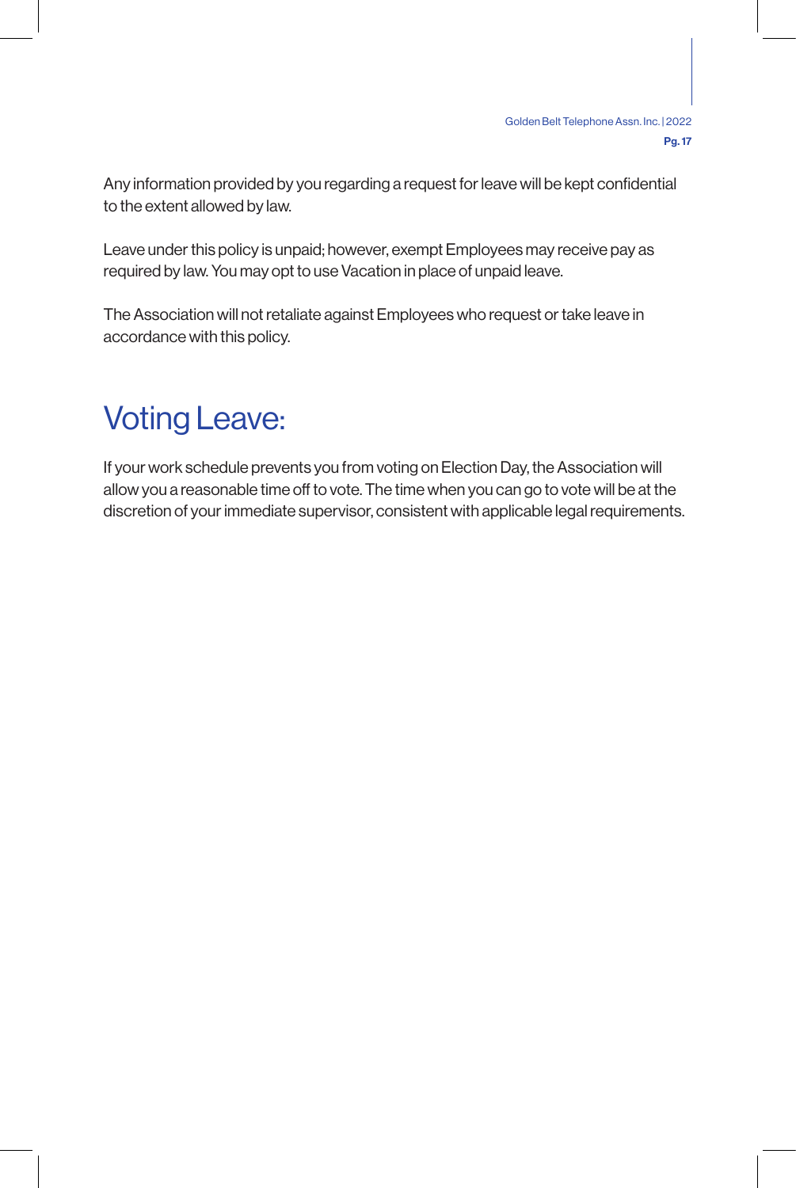Any information provided by you regarding a request for leave will be kept confidential to the extent allowed by law.

Leave under this policy is unpaid; however, exempt Employees may receive pay as required by law. You may opt to use Vacation in place of unpaid leave.

The Association will not retaliate against Employees who request or take leave in accordance with this policy.

# Voting Leave:

If your work schedule prevents you from voting on Election Day, the Association will allow you a reasonable time off to vote. The time when you can go to vote will be at the discretion of your immediate supervisor, consistent with applicable legal requirements.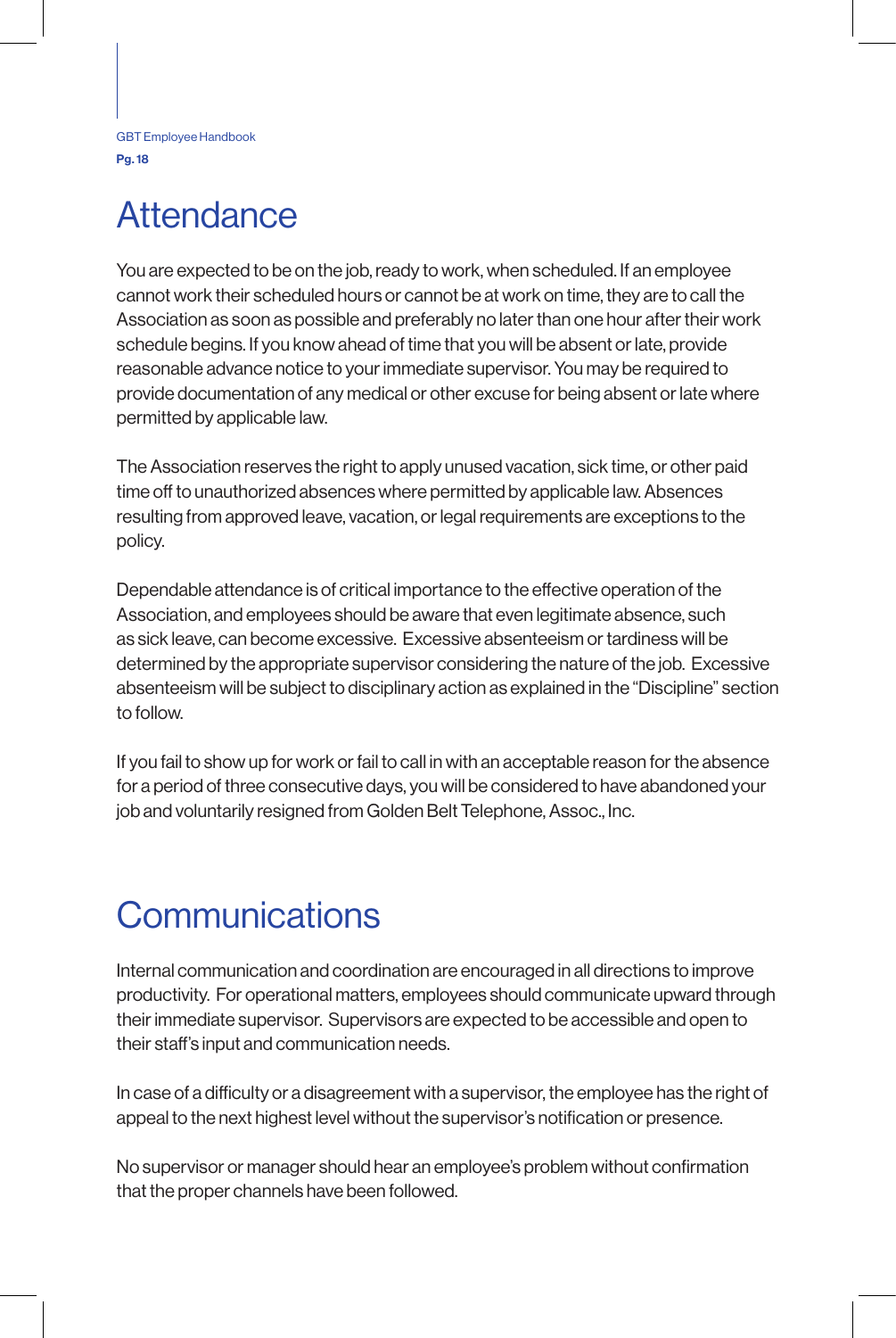# Attendance

You are expected to be on the job, ready to work, when scheduled. If an employee cannot work their scheduled hours or cannot be at work on time, they are to call the Association as soon as possible and preferably no later than one hour after their work schedule begins. If you know ahead of time that you will be absent or late, provide reasonable advance notice to your immediate supervisor. You may be required to provide documentation of any medical or other excuse for being absent or late where permitted by applicable law.

The Association reserves the right to apply unused vacation, sick time, or other paid time off to unauthorized absences where permitted by applicable law. Absences resulting from approved leave, vacation, or legal requirements are exceptions to the policy.

Dependable attendance is of critical importance to the effective operation of the Association, and employees should be aware that even legitimate absence, such as sick leave, can become excessive. Excessive absenteeism or tardiness will be determined by the appropriate supervisor considering the nature of the job. Excessive absenteeism will be subject to disciplinary action as explained in the "Discipline" section to follow.

If you fail to show up for work or fail to call in with an acceptable reason for the absence for a period of three consecutive days, you will be considered to have abandoned your job and voluntarily resigned from Golden Belt Telephone, Assoc., Inc.

# Communications

Internal communication and coordination are encouraged in all directions to improve productivity. For operational matters, employees should communicate upward through their immediate supervisor. Supervisors are expected to be accessible and open to their staff's input and communication needs.

In case of a difficulty or a disagreement with a supervisor, the employee has the right of appeal to the next highest level without the supervisor's notification or presence.

No supervisor or manager should hear an employee's problem without confirmation that the proper channels have been followed.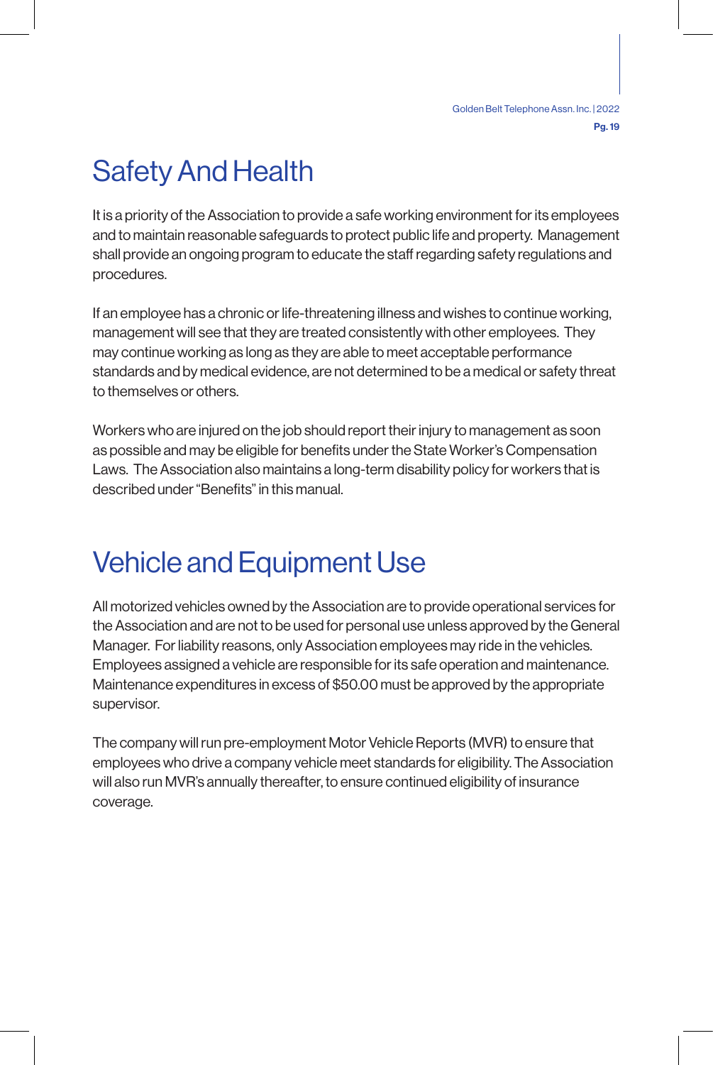# Safety And Health

It is a priority of the Association to provide a safe working environment for its employees and to maintain reasonable safeguards to protect public life and property. Management shall provide an ongoing program to educate the staff regarding safety regulations and procedures.

If an employee has a chronic or life-threatening illness and wishes to continue working, management will see that they are treated consistently with other employees. They may continue working as long as they are able to meet acceptable performance standards and by medical evidence, are not determined to be a medical or safety threat to themselves or others.

Workers who are injured on the job should report their injury to management as soon as possible and may be eligible for benefits under the State Worker's Compensation Laws. The Association also maintains a long-term disability policy for workers that is described under "Benefits" in this manual.

# Vehicle and Equipment Use

All motorized vehicles owned by the Association are to provide operational services for the Association and are not to be used for personal use unless approved by the General Manager. For liability reasons, only Association employees may ride in the vehicles. Employees assigned a vehicle are responsible for its safe operation and maintenance. Maintenance expenditures in excess of $50.00 must be approved by the appropriate supervisor.

The company will run pre-employment Motor Vehicle Reports (MVR) to ensure that employees who drive a company vehicle meet standards for eligibility. The Association will also run MVR's annually thereafter, to ensure continued eligibility of insurance coverage.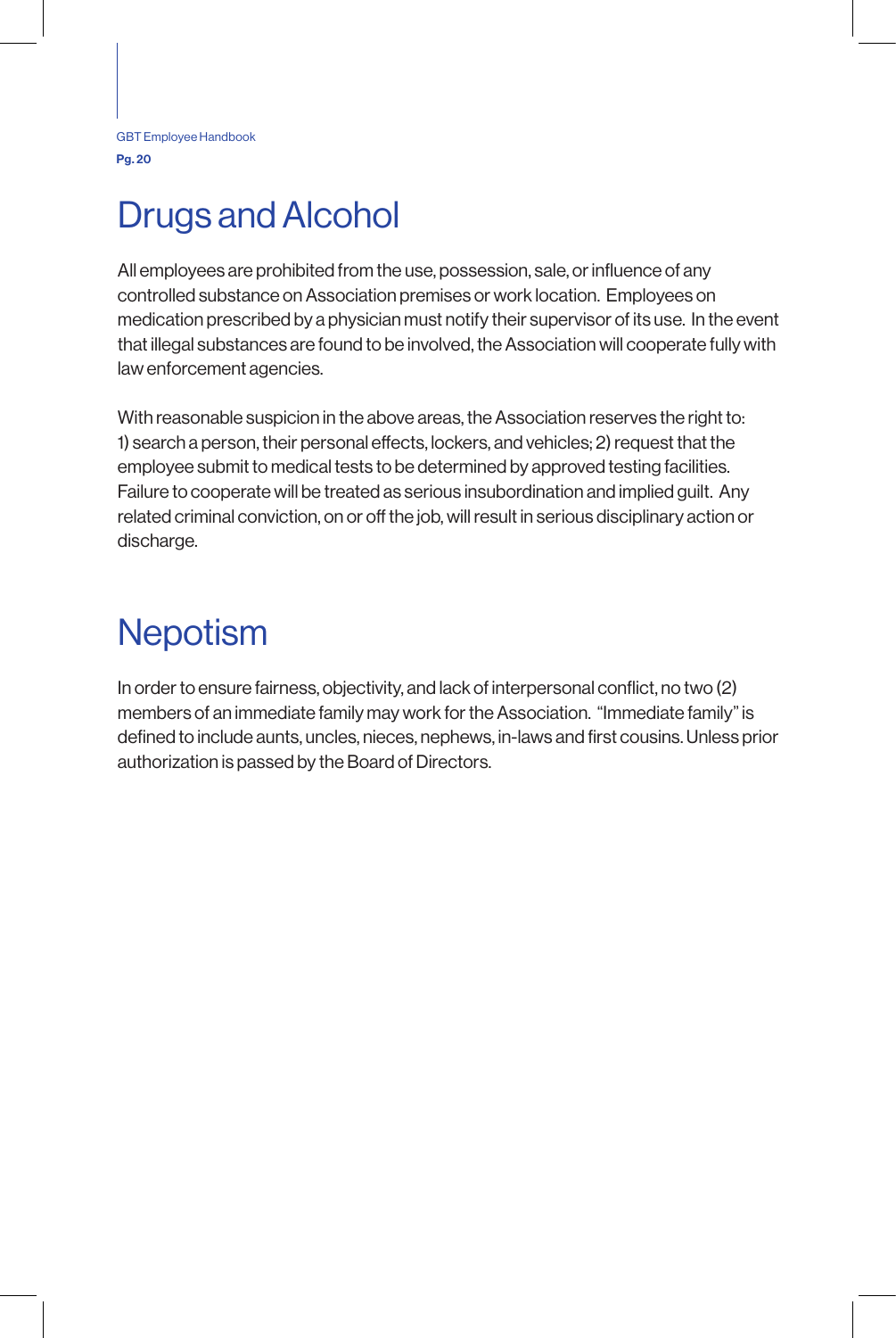# Drugs and Alcohol

All employees are prohibited from the use, possession, sale, or influence of any controlled substance on Association premises or work location. Employees on medication prescribed by a physician must notify their supervisor of its use. In the event that illegal substances are found to be involved, the Association will cooperate fully with law enforcement agencies.

With reasonable suspicion in the above areas, the Association reserves the right to: 1) search a person, their personal effects, lockers, and vehicles; 2) request that the employee submit to medical tests to be determined by approved testing facilities. Failure to cooperate will be treated as serious insubordination and implied guilt. Any related criminal conviction, on or off the job, will result in serious disciplinary action or discharge.

# Nepotism

In order to ensure fairness, objectivity, and lack of interpersonal conflict, no two (2) members of an immediate family may work for the Association. "Immediate family" is defined to include aunts, uncles, nieces, nephews, in-laws and first cousins. Unless prior authorization is passed by the Board of Directors.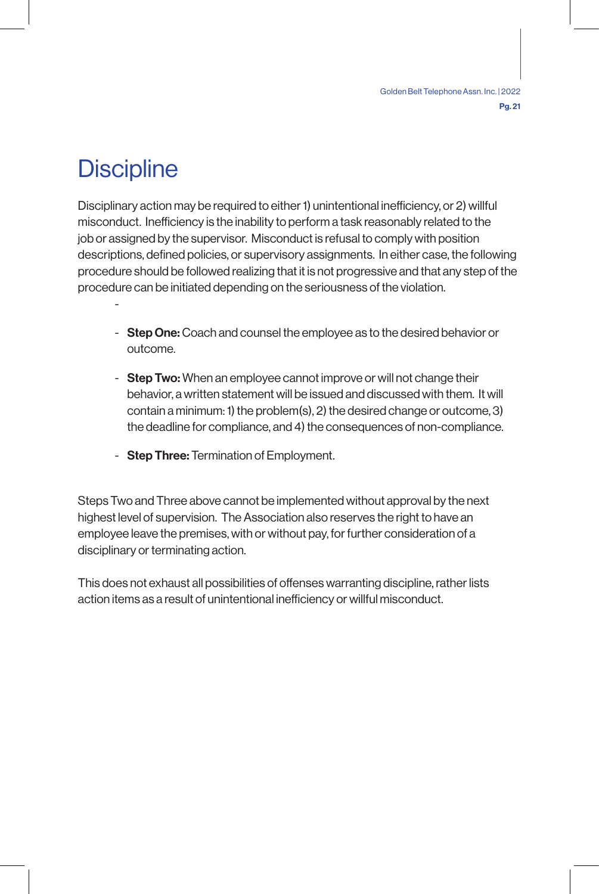# Discipline

Disciplinary action may be required to either 1) unintentional inefficiency, or 2) willful misconduct. Inefficiency is the inability to perform a task reasonably related to the job or assigned by the supervisor. Misconduct is refusal to comply with position descriptions, defined policies, or supervisory assignments. In either case, the following procedure should be followed realizing that it is not progressive and that any step of the procedure can be initiated depending on the seriousness of the violation.

- **Step One:** Coach and counsel the employee as to the desired behavior or outcome.
- **Step Two:** When an employee cannot improve or will not change their behavior, a written statement will be issued and discussed with them. It will contain a minimum: 1) the problem(s), 2) the desired change or outcome, 3) the deadline for compliance, and 4) the consequences of non-compliance.
- **Step Three:** Termination of Employment.

Steps Two and Three above cannot be implemented without approval by the next highest level of supervision. The Association also reserves the right to have an employee leave the premises, with or without pay, for further consideration of a disciplinary or terminating action.

This does not exhaust all possibilities of offenses warranting discipline, rather lists action items as a result of unintentional inefficiency or willful misconduct.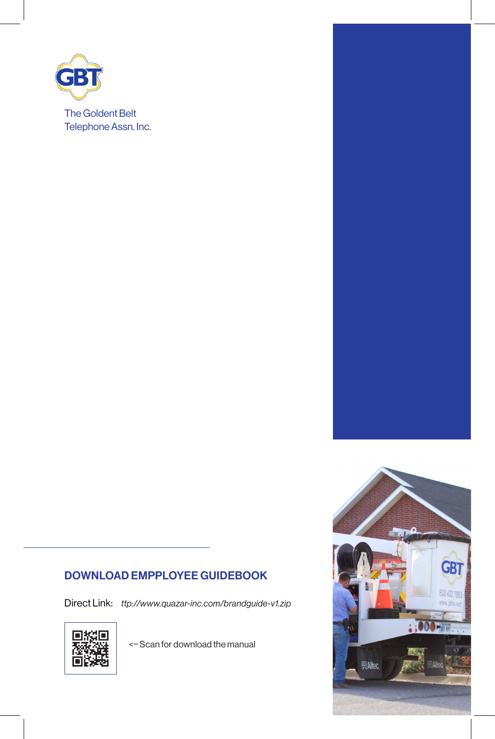The Goldent Belt
Telephone Assn. Inc.

## DOWNLOAD EMPPLOYEE GUIDEBOOK

Direct Link: *ttp://www.quazar-inc.com/brandguide-v1.zip*

<– Scan for download the manual